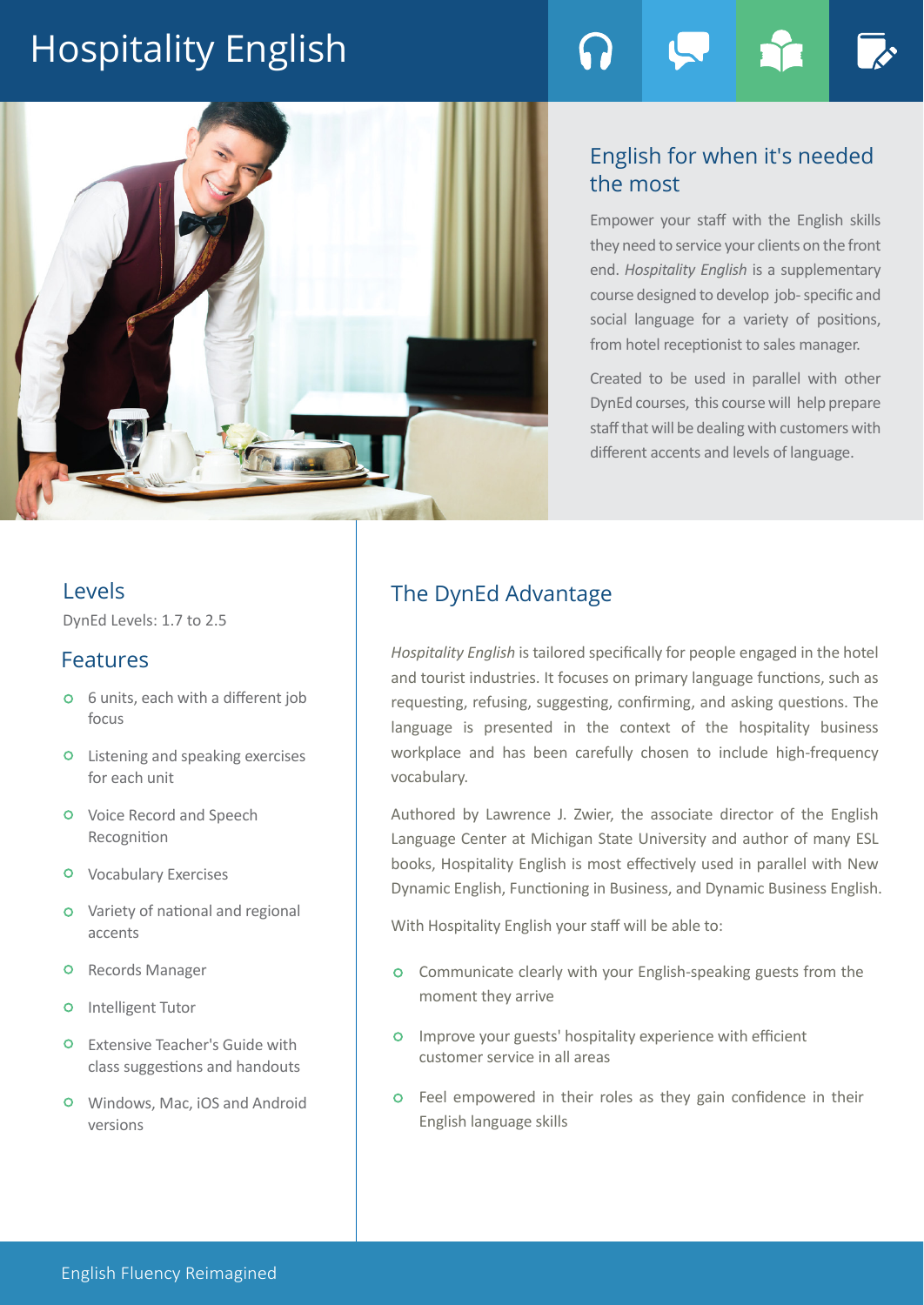# Hospitality English

## English for when it's needed the most

Empower your staff with the English skills they need to service your clients on the front end. *Hospitality English* is a supplementary course designed to develop job- specific and social language for a variety of positions, from hotel receptionist to sales manager.

Created to be used in parallel with other DynEd courses, this course will help prepare staff that will be dealing with customers with different accents and levels of language.

## Levels

DynEd Levels: 1.7 to 2.5

## Features

- 6 units, each with a different job focus
- Listening and speaking exercises for each unit
- Voice Record and Speech Recognition
- Vocabulary Exercises
- Variety of national and regional accents
- Records Manager
- Intelligent Tutor
- Extensive Teacher's Guide with class suggestions and handouts
- Windows, Mac, iOS and Android versions

## The DynEd Advantage

*Hospitality English* is tailored specifically for people engaged in the hotel and tourist industries. It focuses on primary language functions, such as requesting, refusing, suggesting, confirming, and asking questions. The language is presented in the context of the hospitality business workplace and has been carefully chosen to include high-frequency vocabulary.

Authored by Lawrence J. Zwier, the associate director of the English Language Center at Michigan State University and author of many ESL books, Hospitality English is most effectively used in parallel with New Dynamic English, Functioning in Business, and Dynamic Business English.

With Hospitality English your staff will be able to:

- Communicate clearly with your English-speaking guests from the moment they arrive
- Improve your guests' hospitality experience with efficient customer service in all areas
- Feel empowered in their roles as they gain confidence in their English language skills

English Fluency Reimagined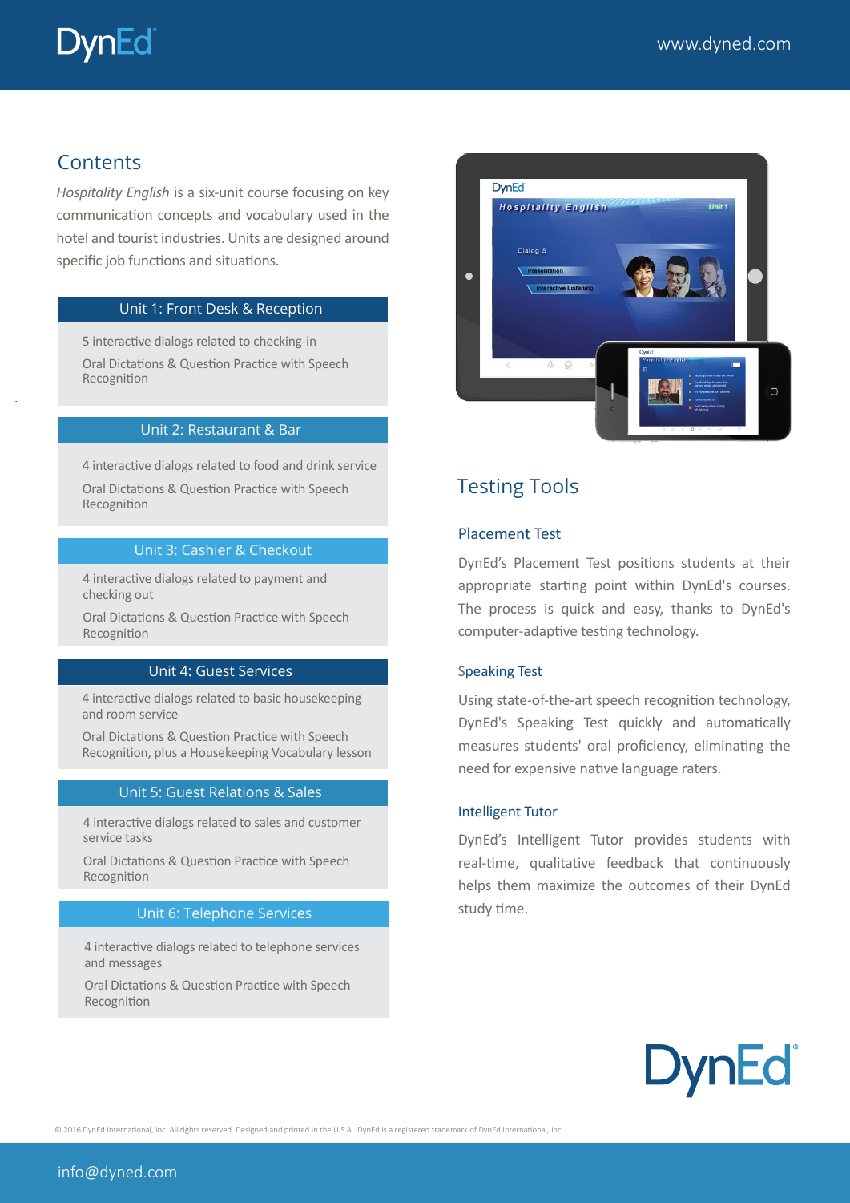## Contents

*Hospitality English* is a six-unit course focusing on key communication concepts and vocabulary used in the hotel and tourist industries. Units are designed around specific job functions and situations.

### Unit 1: Front Desk & Reception

5 interactive dialogs related to checking-in

Oral Dictations & Question Practice with Speech Recognition

### Unit 2: Restaurant & Bar

4 interactive dialogs related to food and drink service

Oral Dictations & Question Practice with Speech Recognition

### Unit 3: Cashier & Checkout

4 interactive dialogs related to payment and checking out

Oral Dictations & Question Practice with Speech Recognition

### Unit 4: Guest Services

4 interactive dialogs related to basic housekeeping and room service

Oral Dictations & Question Practice with Speech Recognition, plus a Housekeeping Vocabulary lesson

### Unit 5: Guest Relations & Sales

4 interactive dialogs related to sales and customer service tasks

Oral Dictations & Question Practice with Speech Recognition

### Unit 6: Telephone Services

4 interactive dialogs related to telephone services and messages

Oral Dictations & Question Practice with Speech Recognition

## Testing Tools

### Placement Test

DynEd's Placement Test positions students at their appropriate starting point within DynEd's courses. The process is quick and easy, thanks to DynEd's computer-adaptive testing technology.

### Speaking Test

Using state-of-the-art speech recognition technology, DynEd's Speaking Test quickly and automatically measures students' oral proficiency, eliminating the need for expensive native language raters.

### Intelligent Tutor

DynEd's Intelligent Tutor provides students with real-time, qualitative feedback that continuously helps them maximize the outcomes of their DynEd study time.

© 2016 DynEd International, Inc. All rights reserved. Designed and printed in the U.S.A. DynEd is a registered trademark of DynEd International, Inc.

info@dyned.com